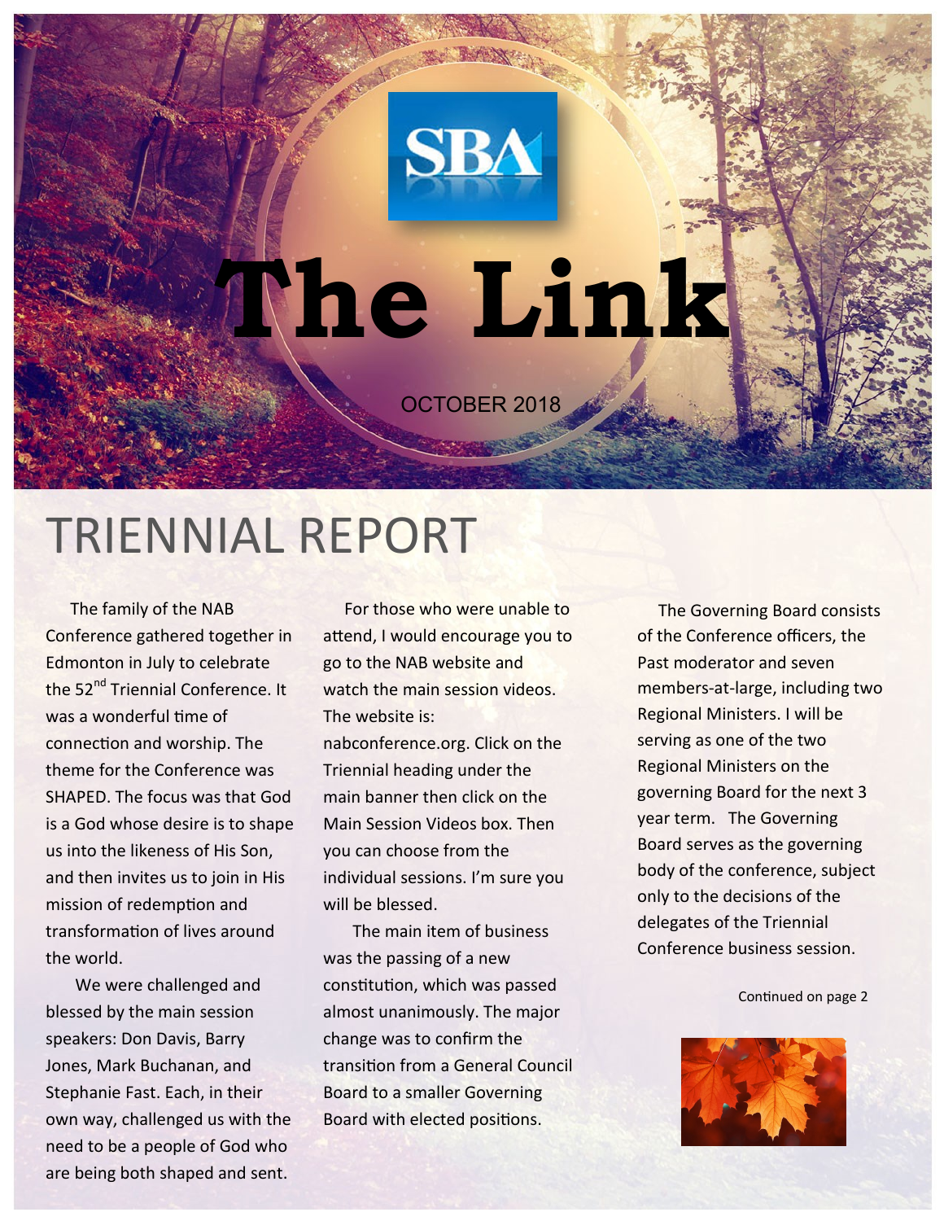# The Link

OCTOBER 2018

## TRIENNIAL REPORT

The family of the NAB Conference gathered together in Edmonton in July to celebrate the 52nd Triennial Conference. It was a wonderful time of connection and worship. The theme for the Conference was SHAPED. The focus was that God is a God whose desire is to shape us into the likeness of His Son, and then invites us to join in His mission of redemption and transformation of lives around the world.

We were challenged and blessed by the main session speakers: Don Davis, Barry Jones, Mark Buchanan, and Stephanie Fast. Each, in their own way, challenged us with the need to be a people of God who are being both shaped and sent.

For those who were unable to attend, I would encourage you to go to the NAB website and watch the main session videos. The website is: nabconference.org. Click on the Triennial heading under the main banner then click on the Main Session Videos box. Then you can choose from the individual sessions. I'm sure you will be blessed.

The main item of business was the passing of a new constitution, which was passed almost unanimously. The major change was to confirm the transition from a General Council Board to a smaller Governing Board with elected positions.

The Governing Board consists of the Conference officers, the Past moderator and seven members-at-large, including two Regional Ministers. I will be serving as one of the two Regional Ministers on the governing Board for the next 3 year term. The Governing Board serves as the governing body of the conference, subject only to the decisions of the delegates of the Triennial Conference business session.

Continued on page 2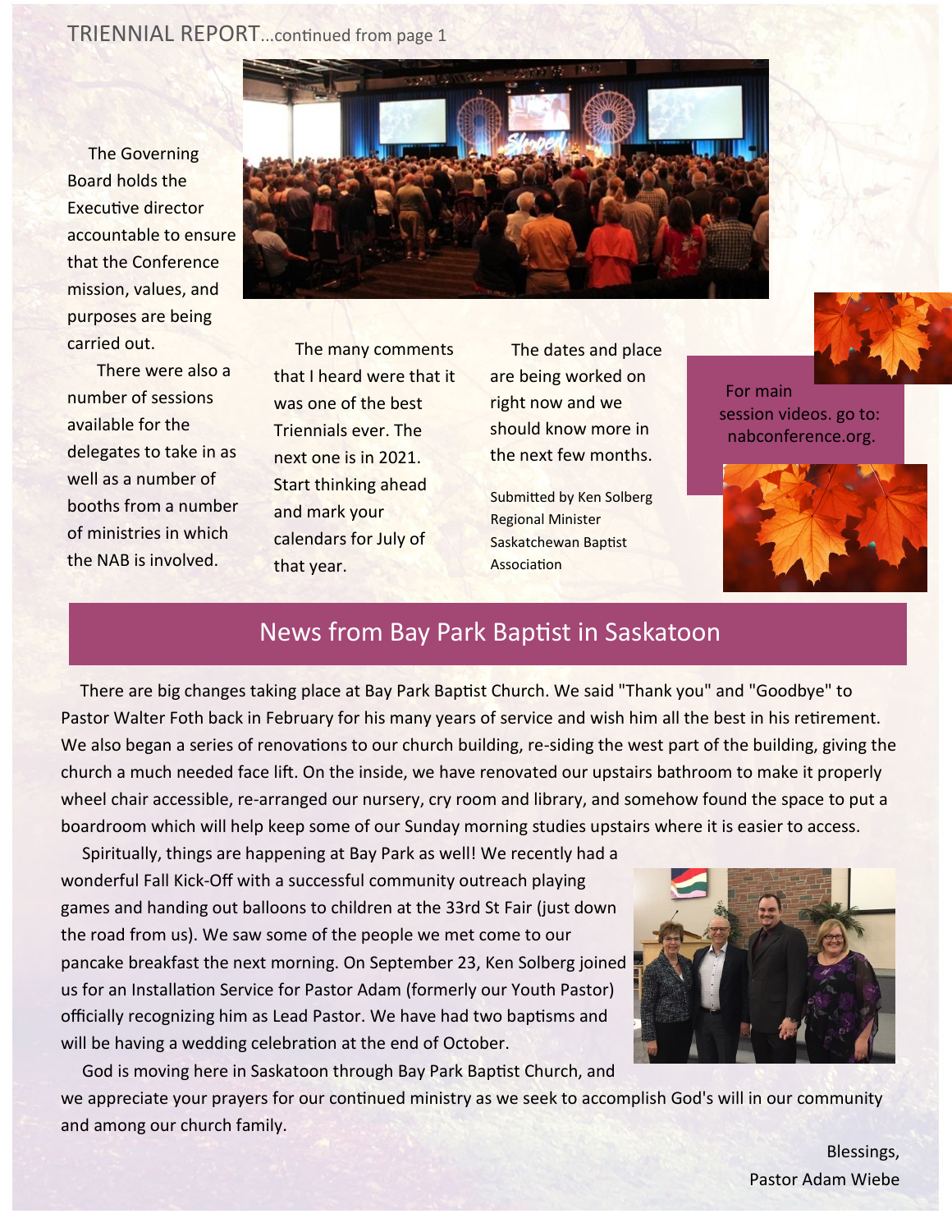TRIENNIAL REPORT...continued from page 1

The Governing Board holds the Executive director accountable to ensure that the Conference mission, values, and purposes are being carried out.

There were also a number of sessions available for the delegates to take in as well as a number of booths from a number of ministries in which the NAB is involved.

The many comments that I heard were that it was one of the best Triennials ever. The next one is in 2021. Start thinking ahead and mark your calendars for July of that year.

The dates and place are being worked on right now and we should know more in the next few months.

Submitted by Ken Solberg
Regional Minister
Saskatchewan Baptist Association

For main session videos. go to: nabconference.org.

## News from Bay Park Baptist in Saskatoon

There are big changes taking place at Bay Park Baptist Church. We said "Thank you" and "Goodbye" to Pastor Walter Foth back in February for his many years of service and wish him all the best in his retirement. We also began a series of renovations to our church building, re-siding the west part of the building, giving the church a much needed face lift. On the inside, we have renovated our upstairs bathroom to make it properly wheel chair accessible, re-arranged our nursery, cry room and library, and somehow found the space to put a boardroom which will help keep some of our Sunday morning studies upstairs where it is easier to access.

Spiritually, things are happening at Bay Park as well! We recently had a wonderful Fall Kick-Off with a successful community outreach playing games and handing out balloons to children at the 33rd St Fair (just down the road from us). We saw some of the people we met come to our pancake breakfast the next morning. On September 23, Ken Solberg joined us for an Installation Service for Pastor Adam (formerly our Youth Pastor) officially recognizing him as Lead Pastor. We have had two baptisms and will be having a wedding celebration at the end of October.

God is moving here in Saskatoon through Bay Park Baptist Church, and we appreciate your prayers for our continued ministry as we seek to accomplish God's will in our community and among our church family.

Blessings,
Pastor Adam Wiebe